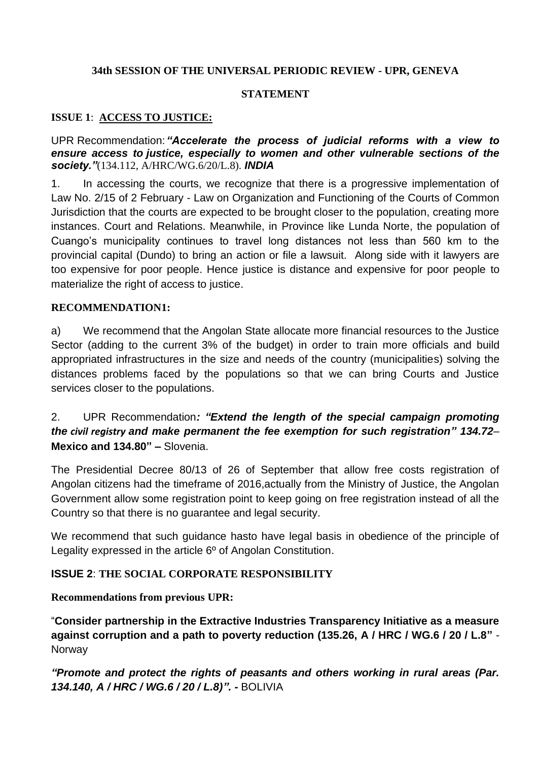**34th SESSION OF THE UNIVERSAL PERIODIC REVIEW - UPR, GENEVA**

**STATEMENT**

**ISSUE 1**: **ACCESS TO JUSTICE:**

UPR Recommendation: ***"Accelerate the process of judicial reforms with a view to ensure access to justice, especially to women and other vulnerable sections of the society."***(134.112, A/HRC/WG.6/20/L.8). ***INDIA***

1. In accessing the courts, we recognize that there is a progressive implementation of Law No. 2/15 of 2 February - Law on Organization and Functioning of the Courts of Common Jurisdiction that the courts are expected to be brought closer to the population, creating more instances. Court and Relations. Meanwhile, in Province like Lunda Norte, the population of Cuango's municipality continues to travel long distances not less than 560 km to the provincial capital (Dundo) to bring an action or file a lawsuit. Along side with it lawyers are too expensive for poor people. Hence justice is distance and expensive for poor people to materialize the right of access to justice.

**RECOMMENDATION1:**

a) We recommend that the Angolan State allocate more financial resources to the Justice Sector (adding to the current 3% of the budget) in order to train more officials and build appropriated infrastructures in the size and needs of the country (municipalities) solving the distances problems faced by the populations so that we can bring Courts and Justice services closer to the populations.

2. UPR Recommendation***: "Extend the length of the special campaign promoting the civil registry and make permanent the fee exemption for such registration" 134.72*** – **Mexico and 134.80" –** Slovenia.

The Presidential Decree 80/13 of 26 of September that allow free costs registration of Angolan citizens had the timeframe of 2016,actually from the Ministry of Justice, the Angolan Government allow some registration point to keep going on free registration instead of all the Country so that there is no guarantee and legal security.

We recommend that such guidance hasto have legal basis in obedience of the principle of Legality expressed in the article 6º of Angolan Constitution.

**ISSUE 2**: **THE SOCIAL CORPORATE RESPONSIBILITY**

**Recommendations from previous UPR:**

"**Consider partnership in the Extractive Industries Transparency Initiative as a measure against corruption and a path to poverty reduction (135.26, A / HRC / WG.6 / 20 / L.8"** - Norway

***"Promote and protect the rights of peasants and others working in rural areas (Par. 134.140, A / HRC / WG.6 / 20 / L.8)". -*** BOLIVIA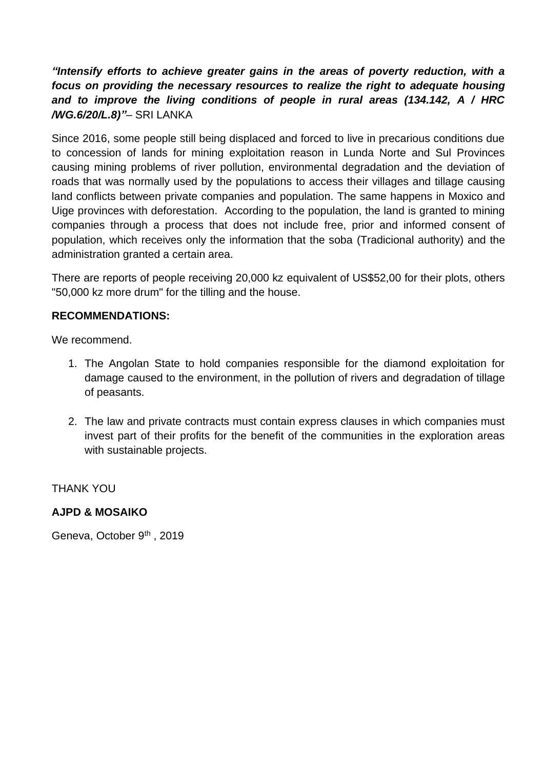***"Intensify efforts to achieve greater gains in the areas of poverty reduction, with a focus on providing the necessary resources to realize the right to adequate housing and to improve the living conditions of people in rural areas (134.142, A / HRC /WG.6/20/L.8)"*** – SRI LANKA

Since 2016, some people still being displaced and forced to live in precarious conditions due to concession of lands for mining exploitation reason in Lunda Norte and Sul Provinces causing mining problems of river pollution, environmental degradation and the deviation of roads that was normally used by the populations to access their villages and tillage causing land conflicts between private companies and population. The same happens in Moxico and Uige provinces with deforestation. According to the population, the land is granted to mining companies through a process that does not include free, prior and informed consent of population, which receives only the information that the soba (Tradicional authority) and the administration granted a certain area.

There are reports of people receiving 20,000 kz equivalent of US$52,00 for their plots, others "50,000 kz more drum" for the tilling and the house.

**RECOMMENDATIONS:**

We recommend.

1. The Angolan State to hold companies responsible for the diamond exploitation for damage caused to the environment, in the pollution of rivers and degradation of tillage of peasants.

2. The law and private contracts must contain express clauses in which companies must invest part of their profits for the benefit of the communities in the exploration areas with sustainable projects.

THANK YOU

**AJPD & MOSAIKO**

Geneva, October 9th , 2019